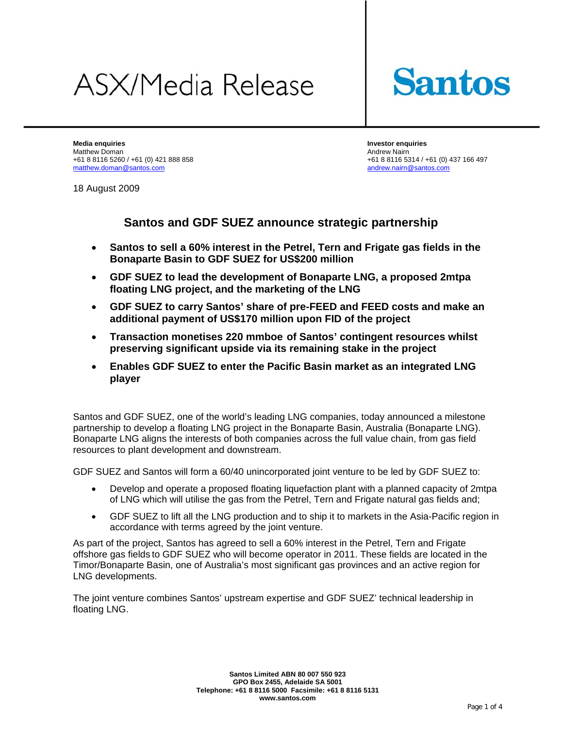# ASX/Media Release

Santos

**Media enquiries**
Matthew Doman
+61 8 8116 5260 / +61 (0) 421 888 858
matthew.doman@santos.com

**Investor enquiries**
Andrew Nairn
+61 8 8116 5314 / +61 (0) 437 166 497
andrew.nairn@santos.com

18 August 2009

## Santos and GDF SUEZ announce strategic partnership

- **Santos to sell a 60% interest in the Petrel, Tern and Frigate gas fields in the Bonaparte Basin to GDF SUEZ for US$200 million**
- **GDF SUEZ to lead the development of Bonaparte LNG, a proposed 2mtpa floating LNG project, and the marketing of the LNG**
- **GDF SUEZ to carry Santos' share of pre-FEED and FEED costs and make an additional payment of US$170 million upon FID of the project**
- **Transaction monetises 220 mmboe of Santos' contingent resources whilst preserving significant upside via its remaining stake in the project**
- **Enables GDF SUEZ to enter the Pacific Basin market as an integrated LNG player**

Santos and GDF SUEZ, one of the world's leading LNG companies, today announced a milestone partnership to develop a floating LNG project in the Bonaparte Basin, Australia (Bonaparte LNG). Bonaparte LNG aligns the interests of both companies across the full value chain, from gas field resources to plant development and downstream.

GDF SUEZ and Santos will form a 60/40 unincorporated joint venture to be led by GDF SUEZ to:

- Develop and operate a proposed floating liquefaction plant with a planned capacity of 2mtpa of LNG which will utilise the gas from the Petrel, Tern and Frigate natural gas fields and;
- GDF SUEZ to lift all the LNG production and to ship it to markets in the Asia-Pacific region in accordance with terms agreed by the joint venture.

As part of the project, Santos has agreed to sell a 60% interest in the Petrel, Tern and Frigate offshore gas fields to GDF SUEZ who will become operator in 2011. These fields are located in the Timor/Bonaparte Basin, one of Australia's most significant gas provinces and an active region for LNG developments.

The joint venture combines Santos' upstream expertise and GDF SUEZ' technical leadership in floating LNG.

**Santos Limited ABN 80 007 550 923**
**GPO Box 2455, Adelaide SA 5001**
**Telephone: +61 8 8116 5000 Facsimile: +61 8 8116 5131**
**www.santos.com**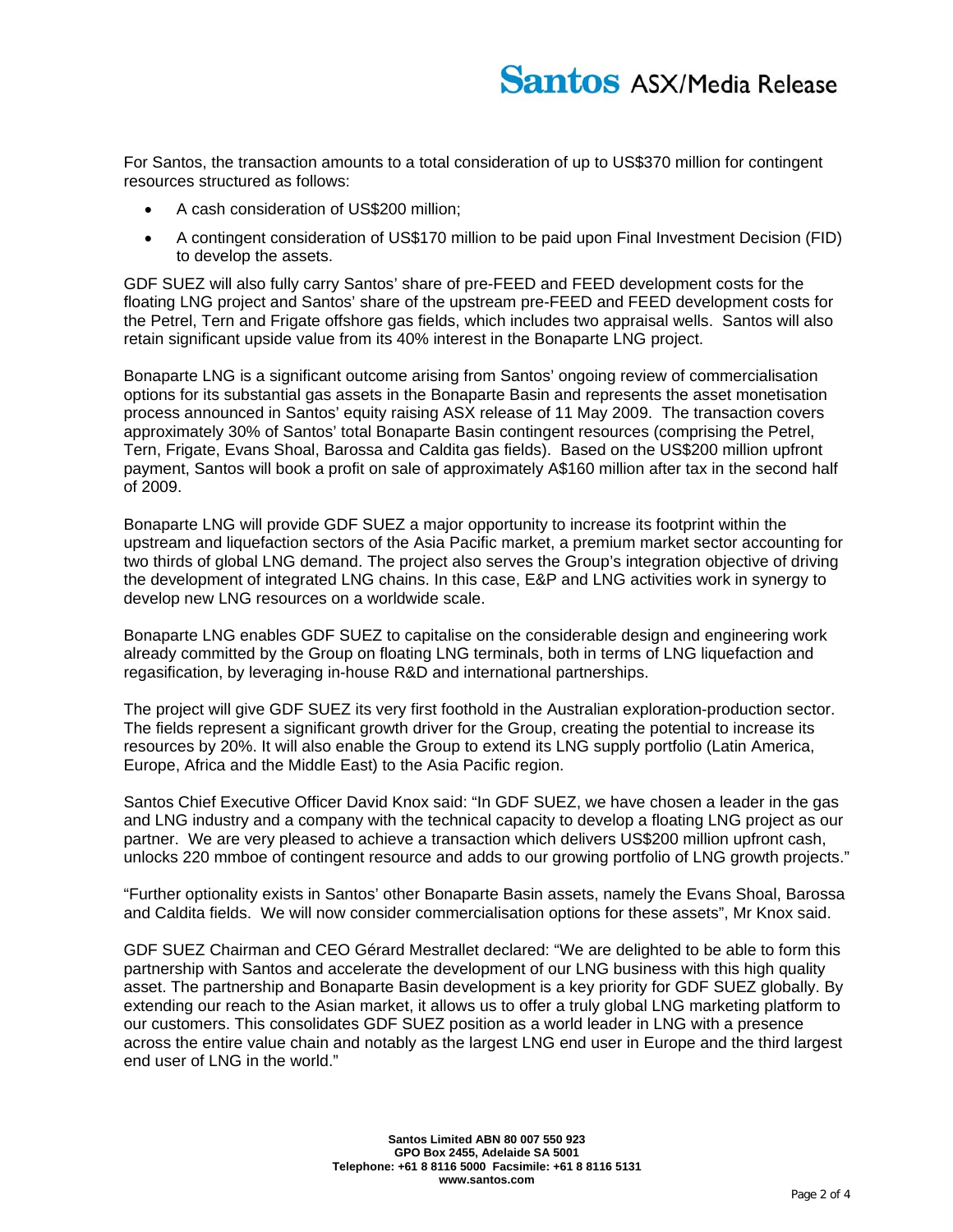For Santos, the transaction amounts to a total consideration of up to US$370 million for contingent resources structured as follows:

- A cash consideration of US$200 million;
- A contingent consideration of US$170 million to be paid upon Final Investment Decision (FID) to develop the assets.

GDF SUEZ will also fully carry Santos' share of pre-FEED and FEED development costs for the floating LNG project and Santos' share of the upstream pre-FEED and FEED development costs for the Petrel, Tern and Frigate offshore gas fields, which includes two appraisal wells. Santos will also retain significant upside value from its 40% interest in the Bonaparte LNG project.

Bonaparte LNG is a significant outcome arising from Santos' ongoing review of commercialisation options for its substantial gas assets in the Bonaparte Basin and represents the asset monetisation process announced in Santos' equity raising ASX release of 11 May 2009. The transaction covers approximately 30% of Santos' total Bonaparte Basin contingent resources (comprising the Petrel, Tern, Frigate, Evans Shoal, Barossa and Caldita gas fields). Based on the US$200 million upfront payment, Santos will book a profit on sale of approximately A$160 million after tax in the second half of 2009.

Bonaparte LNG will provide GDF SUEZ a major opportunity to increase its footprint within the upstream and liquefaction sectors of the Asia Pacific market, a premium market sector accounting for two thirds of global LNG demand. The project also serves the Group's integration objective of driving the development of integrated LNG chains. In this case, E&P and LNG activities work in synergy to develop new LNG resources on a worldwide scale.

Bonaparte LNG enables GDF SUEZ to capitalise on the considerable design and engineering work already committed by the Group on floating LNG terminals, both in terms of LNG liquefaction and regasification, by leveraging in-house R&D and international partnerships.

The project will give GDF SUEZ its very first foothold in the Australian exploration-production sector. The fields represent a significant growth driver for the Group, creating the potential to increase its resources by 20%. It will also enable the Group to extend its LNG supply portfolio (Latin America, Europe, Africa and the Middle East) to the Asia Pacific region.

Santos Chief Executive Officer David Knox said: "In GDF SUEZ, we have chosen a leader in the gas and LNG industry and a company with the technical capacity to develop a floating LNG project as our partner. We are very pleased to achieve a transaction which delivers US$200 million upfront cash, unlocks 220 mmboe of contingent resource and adds to our growing portfolio of LNG growth projects."

"Further optionality exists in Santos' other Bonaparte Basin assets, namely the Evans Shoal, Barossa and Caldita fields. We will now consider commercialisation options for these assets", Mr Knox said.

GDF SUEZ Chairman and CEO Gérard Mestrallet declared: "We are delighted to be able to form this partnership with Santos and accelerate the development of our LNG business with this high quality asset. The partnership and Bonaparte Basin development is a key priority for GDF SUEZ globally. By extending our reach to the Asian market, it allows us to offer a truly global LNG marketing platform to our customers. This consolidates GDF SUEZ position as a world leader in LNG with a presence across the entire value chain and notably as the largest LNG end user in Europe and the third largest end user of LNG in the world."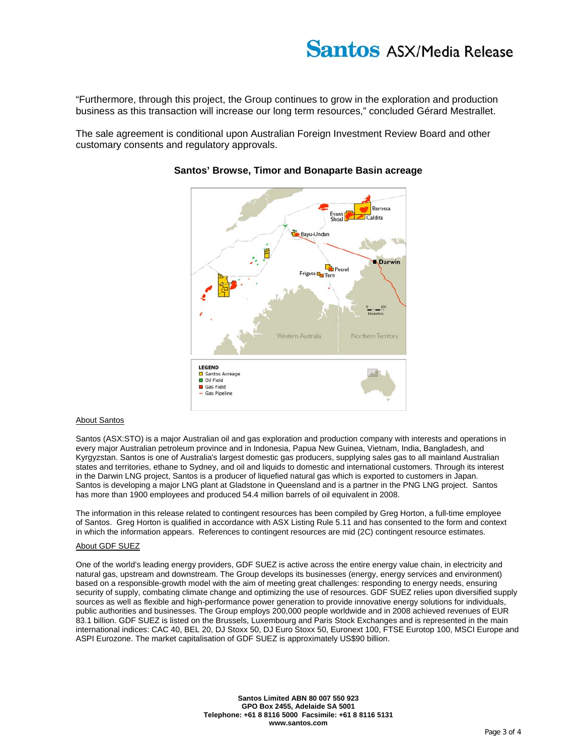"Furthermore, through this project, the Group continues to grow in the exploration and production business as this transaction will increase our long term resources," concluded Gérard Mestrallet.

The sale agreement is conditional upon Australian Foreign Investment Review Board and other customary consents and regulatory approvals.

**Santos' Browse, Timor and Bonaparte Basin acreage**

LEGEND
- Santos Acreage
- Oil Field
- Gas Field
- Gas Pipeline

About Santos

Santos (ASX:STO) is a major Australian oil and gas exploration and production company with interests and operations in every major Australian petroleum province and in Indonesia, Papua New Guinea, Vietnam, India, Bangladesh, and Kyrgyzstan. Santos is one of Australia's largest domestic gas producers, supplying sales gas to all mainland Australian states and territories, ethane to Sydney, and oil and liquids to domestic and international customers. Through its interest in the Darwin LNG project, Santos is a producer of liquefied natural gas which is exported to customers in Japan. Santos is developing a major LNG plant at Gladstone in Queensland and is a partner in the PNG LNG project. Santos has more than 1900 employees and produced 54.4 million barrels of oil equivalent in 2008.

The information in this release related to contingent resources has been compiled by Greg Horton, a full-time employee of Santos. Greg Horton is qualified in accordance with ASX Listing Rule 5.11 and has consented to the form and context in which the information appears. References to contingent resources are mid (2C) contingent resource estimates.

About GDF SUEZ

One of the world's leading energy providers, GDF SUEZ is active across the entire energy value chain, in electricity and natural gas, upstream and downstream. The Group develops its businesses (energy, energy services and environment) based on a responsible-growth model with the aim of meeting great challenges: responding to energy needs, ensuring security of supply, combating climate change and optimizing the use of resources. GDF SUEZ relies upon diversified supply sources as well as flexible and high-performance power generation to provide innovative energy solutions for individuals, public authorities and businesses. The Group employs 200,000 people worldwide and in 2008 achieved revenues of EUR 83.1 billion. GDF SUEZ is listed on the Brussels, Luxembourg and Paris Stock Exchanges and is represented in the main international indices: CAC 40, BEL 20, DJ Stoxx 50, DJ Euro Stoxx 50, Euronext 100, FTSE Eurotop 100, MSCI Europe and ASPI Eurozone. The market capitalisation of GDF SUEZ is approximately US$90 billion.

**Santos Limited ABN 80 007 550 923**
**GPO Box 2455, Adelaide SA 5001**
**Telephone: +61 8 8116 5000 Facsimile: +61 8 8116 5131**
**www.santos.com**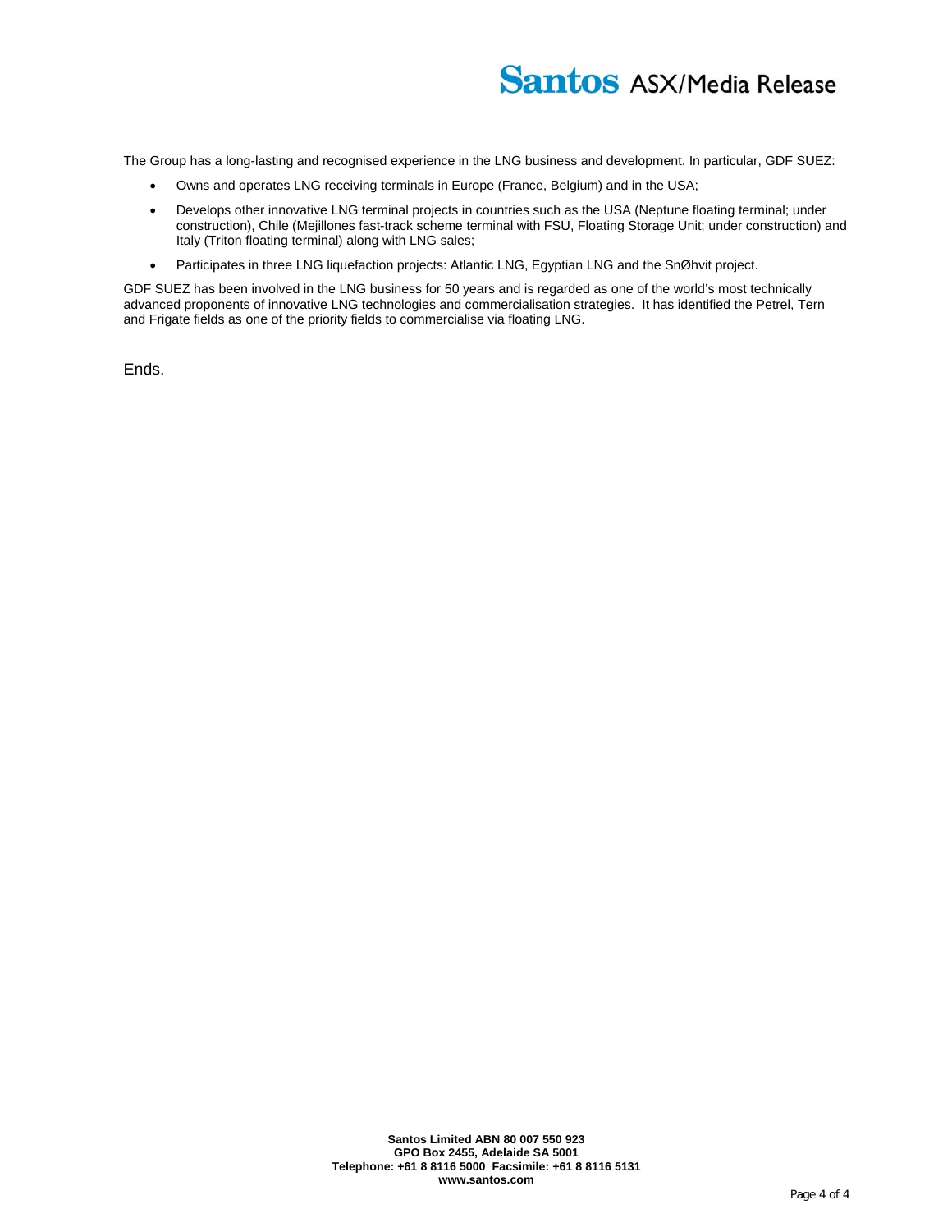The Group has a long-lasting and recognised experience in the LNG business and development. In particular, GDF SUEZ:

- Owns and operates LNG receiving terminals in Europe (France, Belgium) and in the USA;
- Develops other innovative LNG terminal projects in countries such as the USA (Neptune floating terminal; under construction), Chile (Mejillones fast-track scheme terminal with FSU, Floating Storage Unit; under construction) and Italy (Triton floating terminal) along with LNG sales;
- Participates in three LNG liquefaction projects: Atlantic LNG, Egyptian LNG and the SnØhvit project.

GDF SUEZ has been involved in the LNG business for 50 years and is regarded as one of the world's most technically advanced proponents of innovative LNG technologies and commercialisation strategies. It has identified the Petrel, Tern and Frigate fields as one of the priority fields to commercialise via floating LNG.

Ends.

**Santos Limited ABN 80 007 550 923**
**GPO Box 2455, Adelaide SA 5001**
**Telephone: +61 8 8116 5000 Facsimile: +61 8 8116 5131**
**www.santos.com**